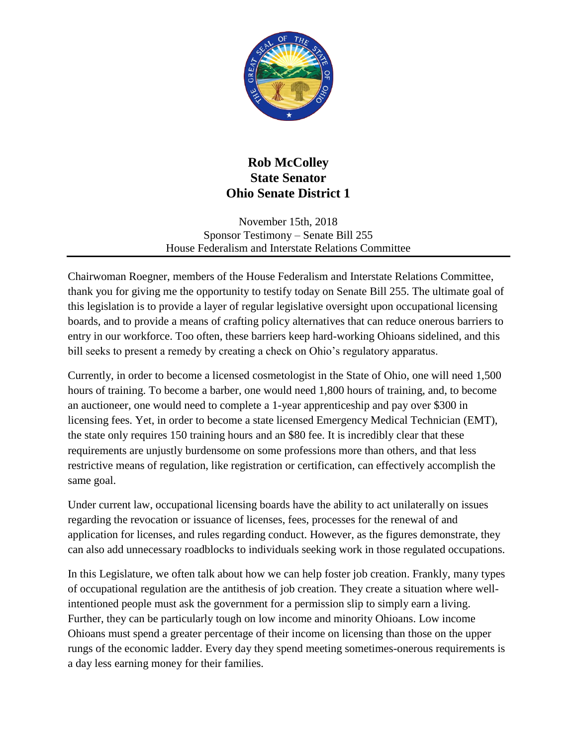**Rob McColley**
**State Senator**
**Ohio Senate District 1**

November 15th, 2018
Sponsor Testimony – Senate Bill 255
House Federalism and Interstate Relations Committee

---

Chairwoman Roegner, members of the House Federalism and Interstate Relations Committee, thank you for giving me the opportunity to testify today on Senate Bill 255. The ultimate goal of this legislation is to provide a layer of regular legislative oversight upon occupational licensing boards, and to provide a means of crafting policy alternatives that can reduce onerous barriers to entry in our workforce. Too often, these barriers keep hard-working Ohioans sidelined, and this bill seeks to present a remedy by creating a check on Ohio's regulatory apparatus.

Currently, in order to become a licensed cosmetologist in the State of Ohio, one will need 1,500 hours of training. To become a barber, one would need 1,800 hours of training, and, to become an auctioneer, one would need to complete a 1-year apprenticeship and pay over $300 in licensing fees. Yet, in order to become a state licensed Emergency Medical Technician (EMT), the state only requires 150 training hours and an $80 fee. It is incredibly clear that these requirements are unjustly burdensome on some professions more than others, and that less restrictive means of regulation, like registration or certification, can effectively accomplish the same goal.

Under current law, occupational licensing boards have the ability to act unilaterally on issues regarding the revocation or issuance of licenses, fees, processes for the renewal of and application for licenses, and rules regarding conduct. However, as the figures demonstrate, they can also add unnecessary roadblocks to individuals seeking work in those regulated occupations.

In this Legislature, we often talk about how we can help foster job creation. Frankly, many types of occupational regulation are the antithesis of job creation. They create a situation where well-intentioned people must ask the government for a permission slip to simply earn a living. Further, they can be particularly tough on low income and minority Ohioans. Low income Ohioans must spend a greater percentage of their income on licensing than those on the upper rungs of the economic ladder. Every day they spend meeting sometimes-onerous requirements is a day less earning money for their families.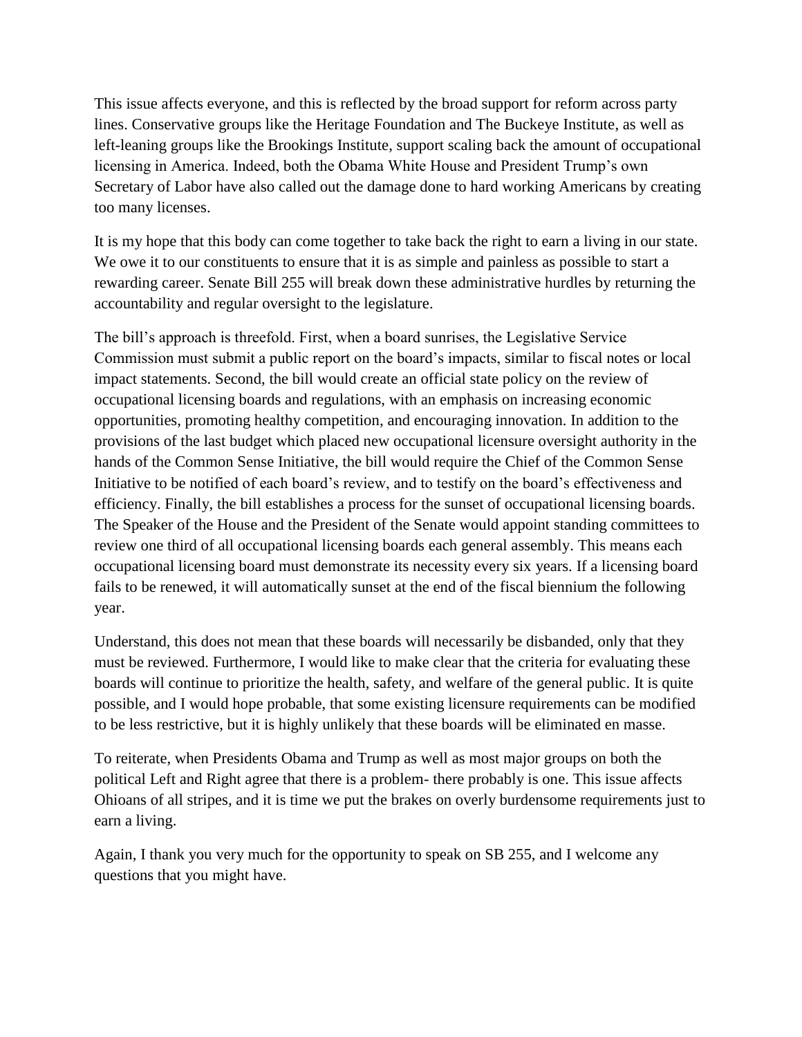This issue affects everyone, and this is reflected by the broad support for reform across party lines. Conservative groups like the Heritage Foundation and The Buckeye Institute, as well as left-leaning groups like the Brookings Institute, support scaling back the amount of occupational licensing in America. Indeed, both the Obama White House and President Trump's own Secretary of Labor have also called out the damage done to hard working Americans by creating too many licenses.

It is my hope that this body can come together to take back the right to earn a living in our state. We owe it to our constituents to ensure that it is as simple and painless as possible to start a rewarding career. Senate Bill 255 will break down these administrative hurdles by returning the accountability and regular oversight to the legislature.

The bill's approach is threefold. First, when a board sunrises, the Legislative Service Commission must submit a public report on the board's impacts, similar to fiscal notes or local impact statements. Second, the bill would create an official state policy on the review of occupational licensing boards and regulations, with an emphasis on increasing economic opportunities, promoting healthy competition, and encouraging innovation. In addition to the provisions of the last budget which placed new occupational licensure oversight authority in the hands of the Common Sense Initiative, the bill would require the Chief of the Common Sense Initiative to be notified of each board's review, and to testify on the board's effectiveness and efficiency. Finally, the bill establishes a process for the sunset of occupational licensing boards. The Speaker of the House and the President of the Senate would appoint standing committees to review one third of all occupational licensing boards each general assembly. This means each occupational licensing board must demonstrate its necessity every six years. If a licensing board fails to be renewed, it will automatically sunset at the end of the fiscal biennium the following year.

Understand, this does not mean that these boards will necessarily be disbanded, only that they must be reviewed. Furthermore, I would like to make clear that the criteria for evaluating these boards will continue to prioritize the health, safety, and welfare of the general public. It is quite possible, and I would hope probable, that some existing licensure requirements can be modified to be less restrictive, but it is highly unlikely that these boards will be eliminated en masse.

To reiterate, when Presidents Obama and Trump as well as most major groups on both the political Left and Right agree that there is a problem- there probably is one. This issue affects Ohioans of all stripes, and it is time we put the brakes on overly burdensome requirements just to earn a living.

Again, I thank you very much for the opportunity to speak on SB 255, and I welcome any questions that you might have.